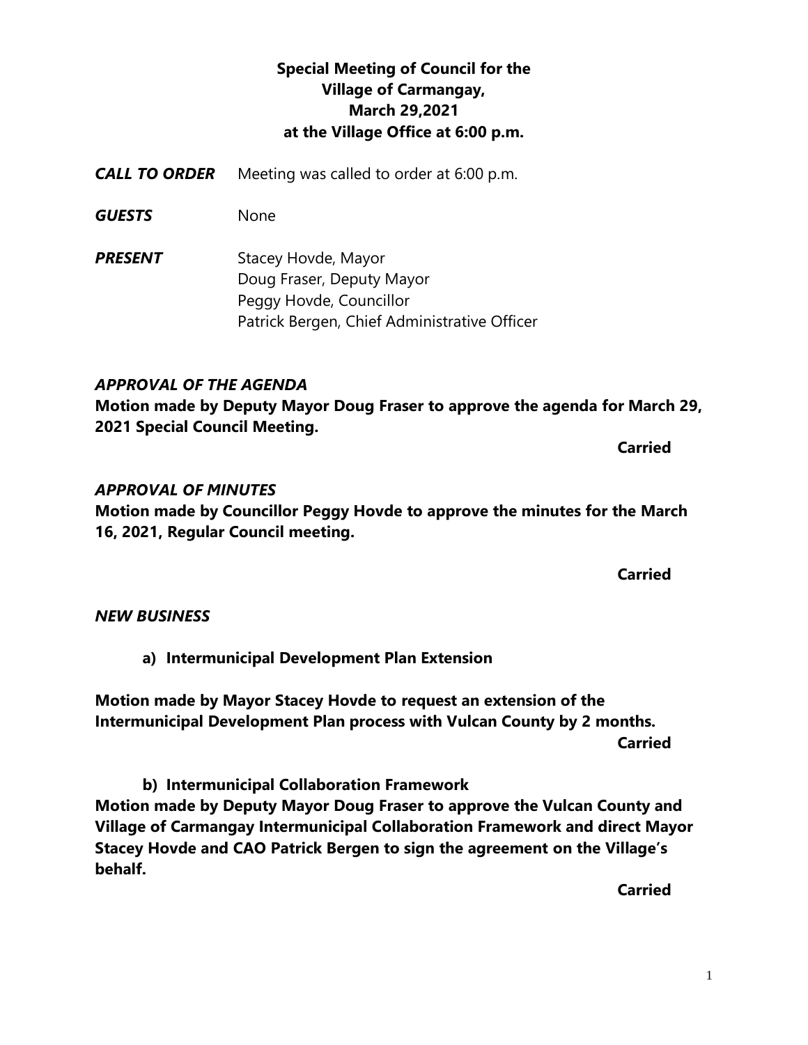**Special Meeting of Council for the Village of Carmangay, March 29,2021 at the Village Office at 6:00 p.m.**

***CALL TO ORDER*** Meeting was called to order at 6:00 p.m.

***GUESTS*** None

***PRESENT*** Stacey Hovde, Mayor
Doug Fraser, Deputy Mayor
Peggy Hovde, Councillor
Patrick Bergen, Chief Administrative Officer

***APPROVAL OF THE AGENDA***

**Motion made by Deputy Mayor Doug Fraser to approve the agenda for March 29, 2021 Special Council Meeting.**

**Carried**

***APPROVAL OF MINUTES***

**Motion made by Councillor Peggy Hovde to approve the minutes for the March 16, 2021, Regular Council meeting.**

**Carried**

***NEW BUSINESS***

**a) Intermunicipal Development Plan Extension**

**Motion made by Mayor Stacey Hovde to request an extension of the Intermunicipal Development Plan process with Vulcan County by 2 months.**

**Carried**

**b) Intermunicipal Collaboration Framework**

**Motion made by Deputy Mayor Doug Fraser to approve the Vulcan County and Village of Carmangay Intermunicipal Collaboration Framework and direct Mayor Stacey Hovde and CAO Patrick Bergen to sign the agreement on the Village's behalf.**

**Carried**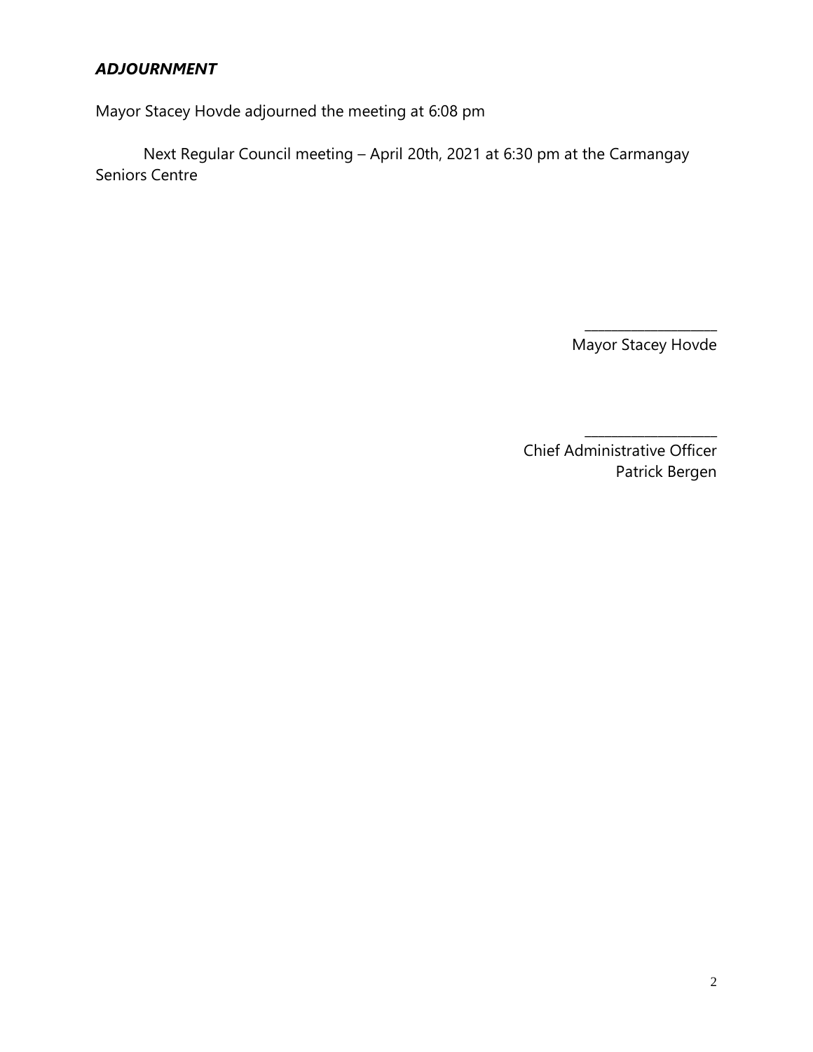### ***ADJOURNMENT***

Mayor Stacey Hovde adjourned the meeting at 6:08 pm

Next Regular Council meeting – April 20th, 2021 at 6:30 pm at the Carmangay Seniors Centre

\_\_\_\_\_\_\_\_\_\_\_\_\_\_\_\_\_\_\_\_
Mayor Stacey Hovde

\_\_\_\_\_\_\_\_\_\_\_\_\_\_\_\_\_\_\_\_
Chief Administrative Officer
Patrick Bergen